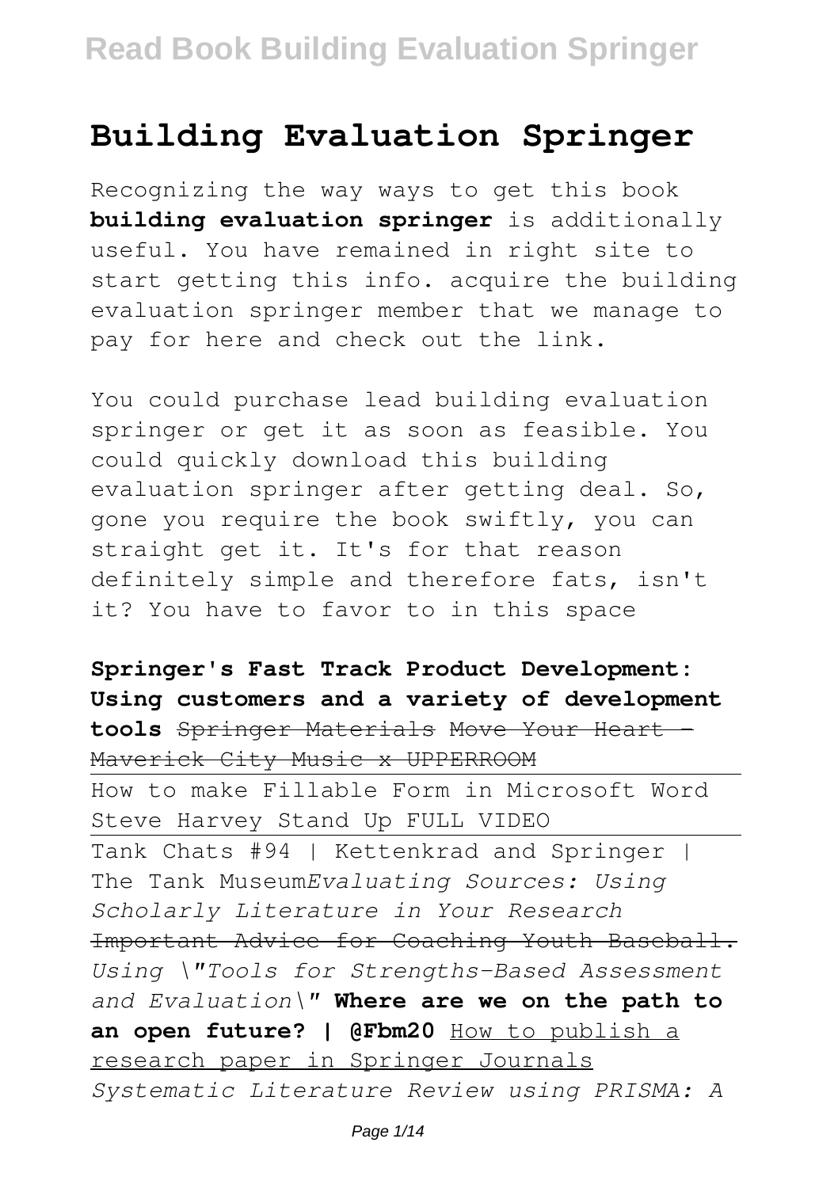# Building Evaluation Springer

Recognizing the way ways to get this book **building evaluation springer** is additionally useful. You have remained in right site to start getting this info. acquire the building evaluation springer member that we manage to pay for here and check out the link.

You could purchase lead building evaluation springer or get it as soon as feasible. You could quickly download this building evaluation springer after getting deal. So, gone you require the book swiftly, you can straight get it. It's for that reason definitely simple and therefore fats, isn't it? You have to favor to in this space

**Springer's Fast Track Product Development: Using customers and a variety of development tools** ~~Springer Materials~~ ~~Move Your Heart - Maverick City Music x UPPERROOM~~

How to make Fillable Form in Microsoft Word
Steve Harvey Stand Up FULL VIDEO

Tank Chats #94 | Kettenkrad and Springer | The Tank Museum *Evaluating Sources: Using Scholarly Literature in Your Research* ~~Important Advice for Coaching Youth Baseball.~~ *Using "Tools for Strengths-Based Assessment and Evaluation"* **Where are we on the path to an open future? | @Fbm20** How to publish a research paper in Springer Journals *Systematic Literature Review using PRISMA: A*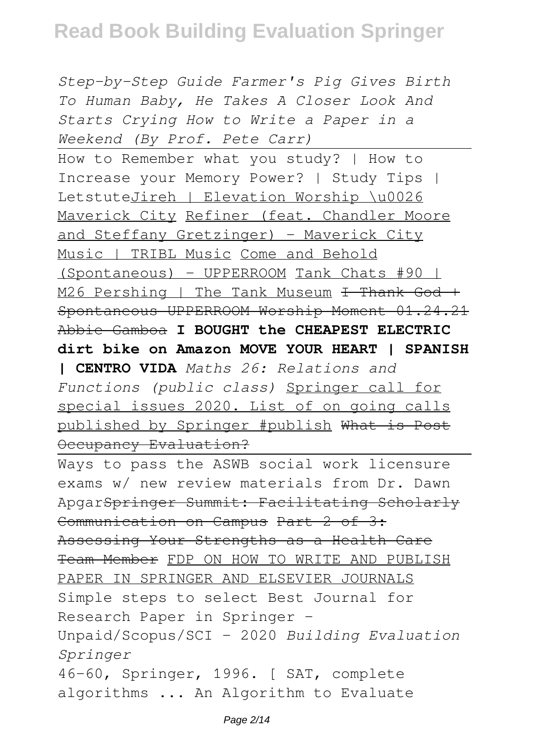*Step-by-Step Guide Farmer's Pig Gives Birth To Human Baby, He Takes A Closer Look And Starts Crying How to Write a Paper in a Weekend (By Prof. Pete Carr)*

How to Remember what you study? | How to Increase your Memory Power? | Study Tips | LetstuteJireh | Elevation Worship \u0026 Maverick City Refiner (feat. Chandler Moore and Steffany Gretzinger) - Maverick City Music | TRIBL Music Come and Behold (Spontaneous) - UPPERROOM Tank Chats #90 | M26 Pershing | The Tank Museum ~~I Thank God + Spontaneous UPPERROOM Worship Moment 01.24.21 Abbie Gamboa~~ **I BOUGHT the CHEAPEST ELECTRIC dirt bike on Amazon MOVE YOUR HEART | SPANISH | CENTRO VIDA** *Maths 26: Relations and Functions (public class)* Springer call for special issues 2020. List of on going calls published by Springer #publish ~~What is Post Occupancy Evaluation?~~

Ways to pass the ASWB social work licensure exams w/ new review materials from Dr. Dawn Apgar~~Springer Summit: Facilitating Scholarly Communication on Campus~~ ~~Part 2 of 3: Assessing Your Strengths as a Health Care Team Member~~ FDP ON HOW TO WRITE AND PUBLISH PAPER IN SPRINGER AND ELSEVIER JOURNALS Simple steps to select Best Journal for Research Paper in Springer - Unpaid/Scopus/SCI - 2020 *Building Evaluation Springer*

46-60, Springer, 1996. [ SAT, complete algorithms ... An Algorithm to Evaluate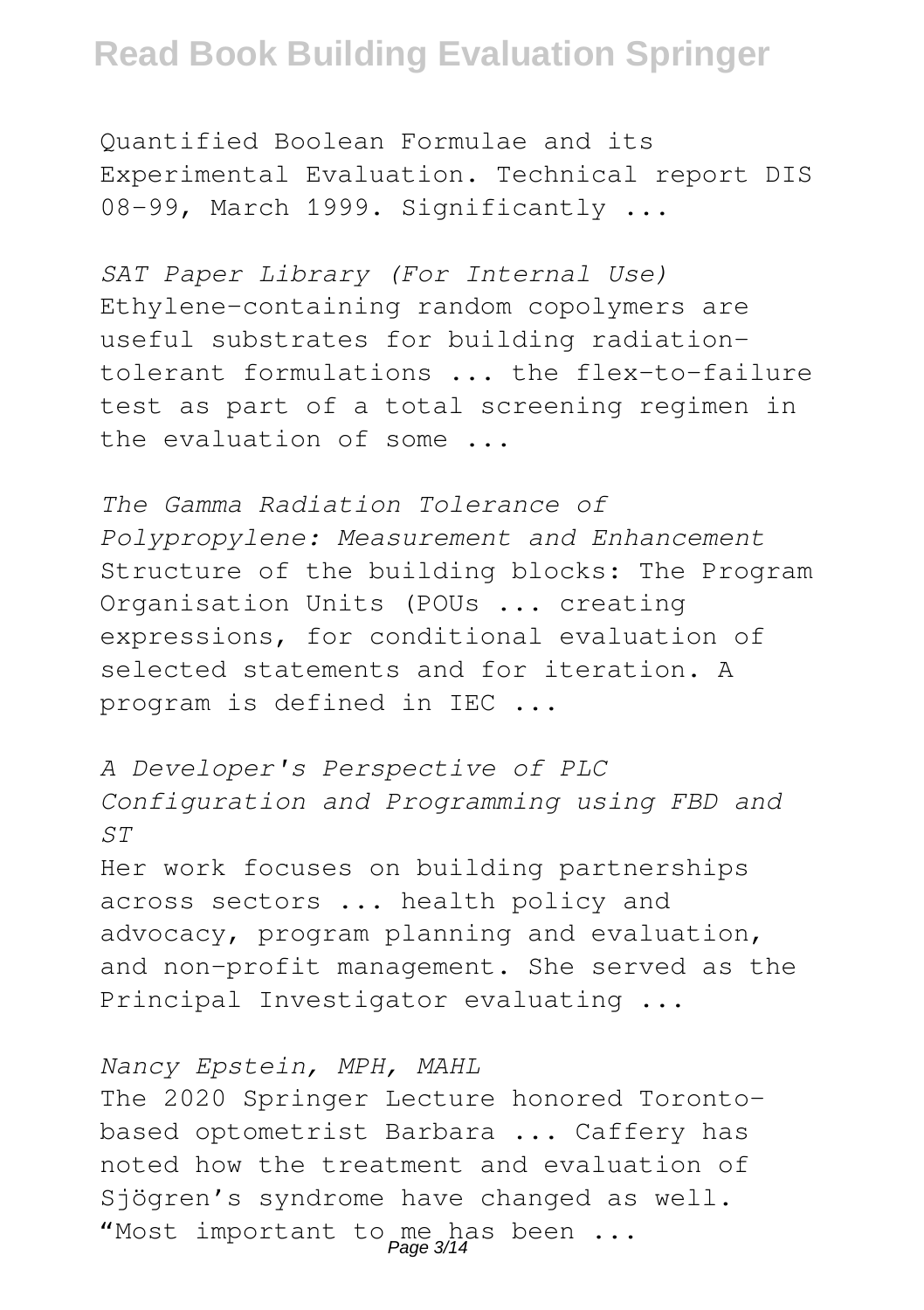Quantified Boolean Formulae and its Experimental Evaluation. Technical report DIS 08-99, March 1999. Significantly ...

*SAT Paper Library (For Internal Use)*
Ethylene-containing random copolymers are useful substrates for building radiation-tolerant formulations ... the flex-to-failure test as part of a total screening regimen in the evaluation of some ...

*The Gamma Radiation Tolerance of Polypropylene: Measurement and Enhancement*
Structure of the building blocks: The Program Organisation Units (POUs ... creating expressions, for conditional evaluation of selected statements and for iteration. A program is defined in IEC ...

*A Developer's Perspective of PLC Configuration and Programming using FBD and ST*
Her work focuses on building partnerships across sectors ... health policy and advocacy, program planning and evaluation, and non-profit management. She served as the Principal Investigator evaluating ...

*Nancy Epstein, MPH, MAHL*
The 2020 Springer Lecture honored Toronto-based optometrist Barbara ... Caffery has noted how the treatment and evaluation of Sjögren's syndrome have changed as well. "Most important to me has been ...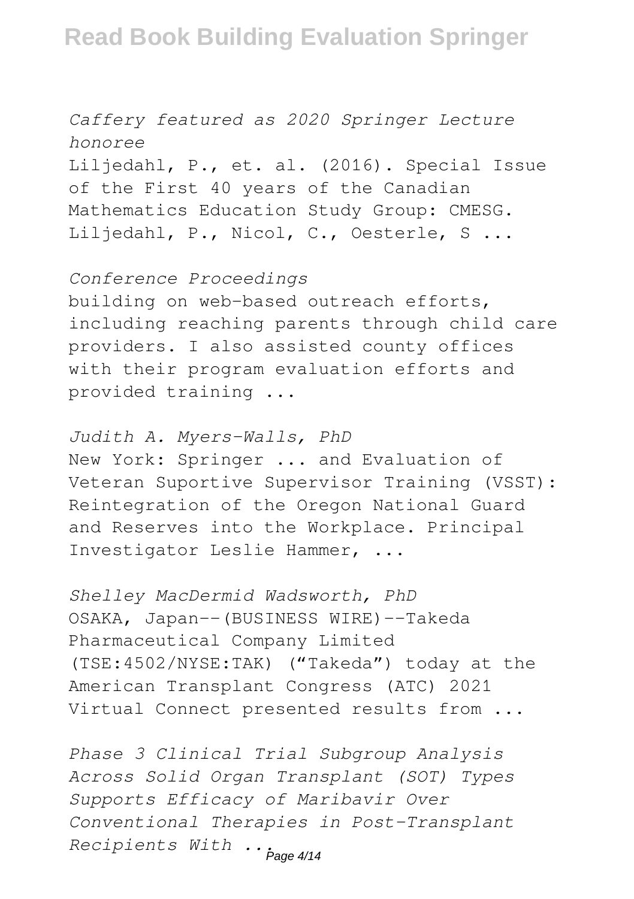*Caffery featured as 2020 Springer Lecture honoree*

Liljedahl, P., et. al. (2016). Special Issue of the First 40 years of the Canadian Mathematics Education Study Group: CMESG. Liljedahl, P., Nicol, C., Oesterle, S ...

*Conference Proceedings*

building on web-based outreach efforts, including reaching parents through child care providers. I also assisted county offices with their program evaluation efforts and provided training ...

*Judith A. Myers-Walls, PhD*

New York: Springer ... and Evaluation of Veteran Suportive Supervisor Training (VSST): Reintegration of the Oregon National Guard and Reserves into the Workplace. Principal Investigator Leslie Hammer, ...

*Shelley MacDermid Wadsworth, PhD*

OSAKA, Japan--(BUSINESS WIRE)--Takeda Pharmaceutical Company Limited (TSE:4502/NYSE:TAK) ("Takeda") today at the American Transplant Congress (ATC) 2021 Virtual Connect presented results from ...

*Phase 3 Clinical Trial Subgroup Analysis Across Solid Organ Transplant (SOT) Types Supports Efficacy of Maribavir Over Conventional Therapies in Post-Transplant Recipients With ...*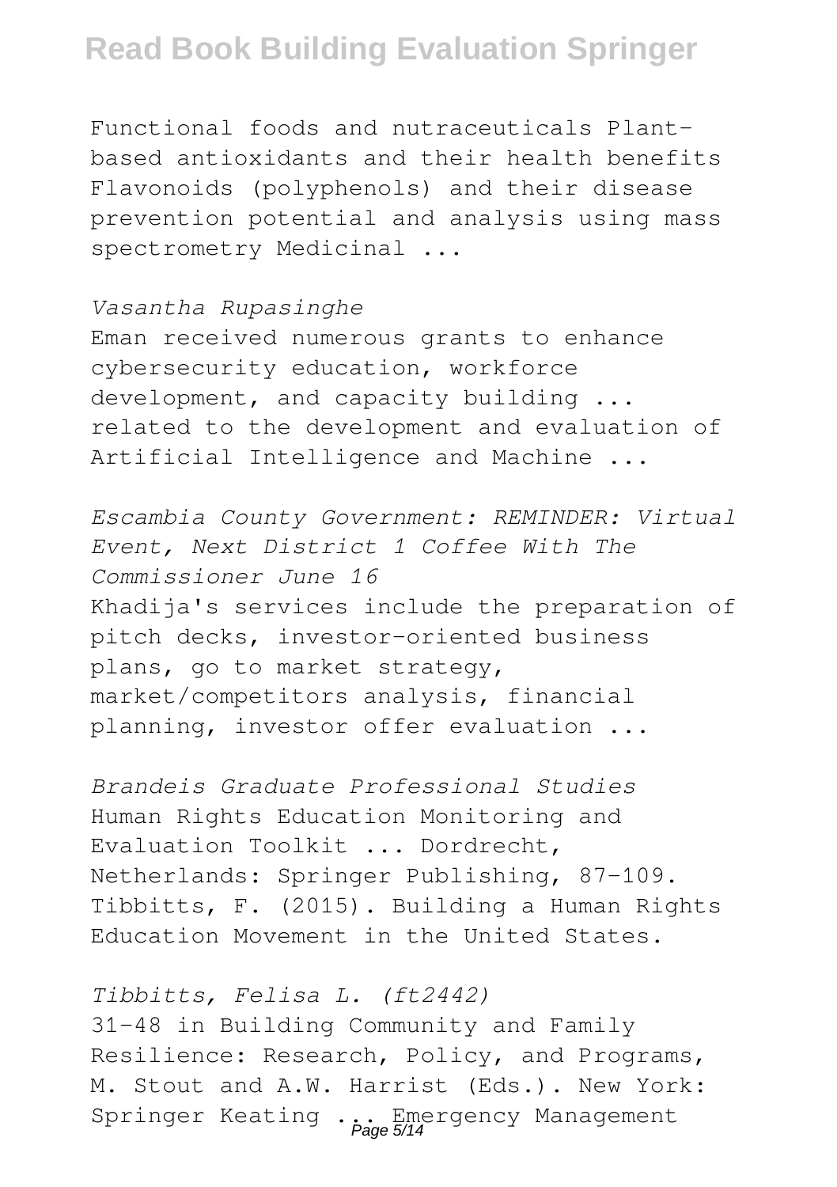Functional foods and nutraceuticals Plant-based antioxidants and their health benefits Flavonoids (polyphenols) and their disease prevention potential and analysis using mass spectrometry Medicinal ...

*Vasantha Rupasinghe*

Eman received numerous grants to enhance cybersecurity education, workforce development, and capacity building ... related to the development and evaluation of Artificial Intelligence and Machine ...

*Escambia County Government: REMINDER: Virtual Event, Next District 1 Coffee With The Commissioner June 16*

Khadija's services include the preparation of pitch decks, investor-oriented business plans, go to market strategy, market/competitors analysis, financial planning, investor offer evaluation ...

*Brandeis Graduate Professional Studies*

Human Rights Education Monitoring and Evaluation Toolkit ... Dordrecht, Netherlands: Springer Publishing, 87-109. Tibbitts, F. (2015). Building a Human Rights Education Movement in the United States.

*Tibbitts, Felisa L. (ft2442)*

31-48 in Building Community and Family Resilience: Research, Policy, and Programs, M. Stout and A.W. Harrist (Eds.). New York: Springer Keating ... Emergency Management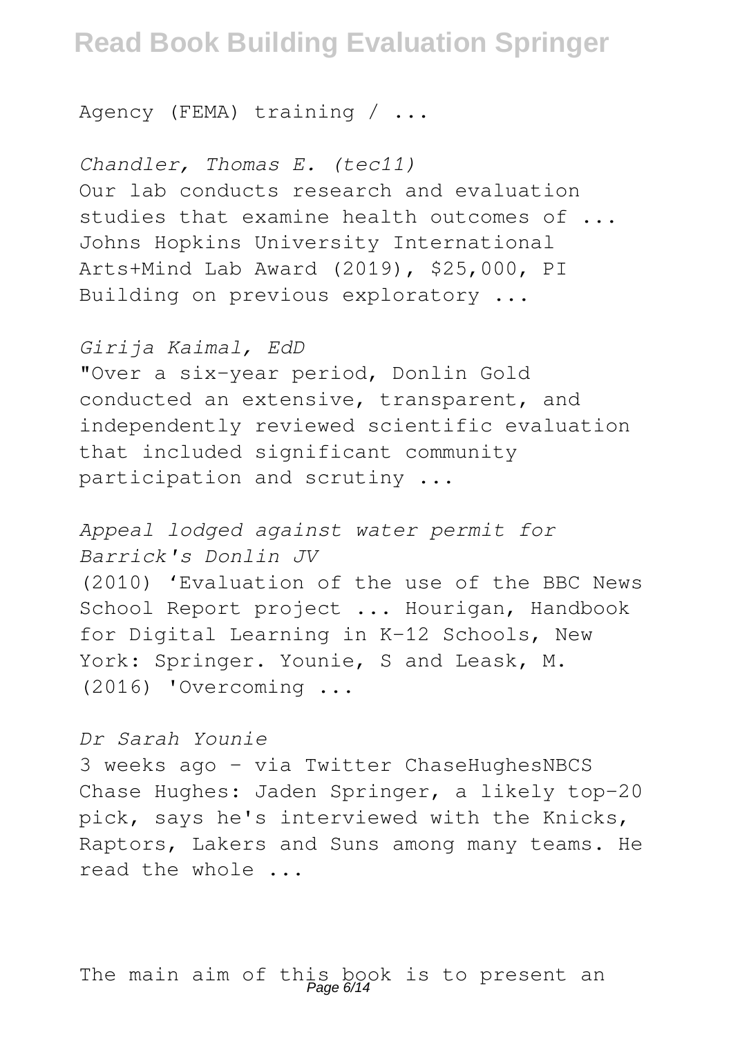Agency (FEMA) training / ...

*Chandler, Thomas E. (tec11)*
Our lab conducts research and evaluation studies that examine health outcomes of ... Johns Hopkins University International Arts+Mind Lab Award (2019), $25,000, PI Building on previous exploratory ...

*Girija Kaimal, EdD*
"Over a six-year period, Donlin Gold conducted an extensive, transparent, and independently reviewed scientific evaluation that included significant community participation and scrutiny ...

*Appeal lodged against water permit for Barrick's Donlin JV*
(2010) 'Evaluation of the use of the BBC News School Report project ... Hourigan, Handbook for Digital Learning in K-12 Schools, New York: Springer. Younie, S and Leask, M. (2016) 'Overcoming ...

*Dr Sarah Younie*
3 weeks ago - via Twitter ChaseHughesNBCS Chase Hughes: Jaden Springer, a likely top-20 pick, says he's interviewed with the Knicks, Raptors, Lakers and Suns among many teams. He read the whole ...

The main aim of this book is to present an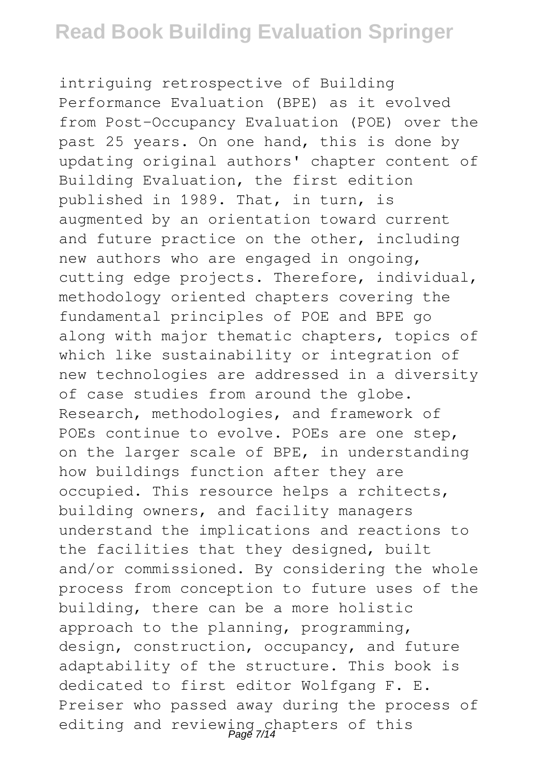intriguing retrospective of Building Performance Evaluation (BPE) as it evolved from Post-Occupancy Evaluation (POE) over the past 25 years. On one hand, this is done by updating original authors' chapter content of Building Evaluation, the first edition published in 1989. That, in turn, is augmented by an orientation toward current and future practice on the other, including new authors who are engaged in ongoing, cutting edge projects. Therefore, individual, methodology oriented chapters covering the fundamental principles of POE and BPE go along with major thematic chapters, topics of which like sustainability or integration of new technologies are addressed in a diversity of case studies from around the globe. Research, methodologies, and framework of POEs continue to evolve. POEs are one step, on the larger scale of BPE, in understanding how buildings function after they are occupied. This resource helps a rchitects, building owners, and facility managers understand the implications and reactions to the facilities that they designed, built and/or commissioned. By considering the whole process from conception to future uses of the building, there can be a more holistic approach to the planning, programming, design, construction, occupancy, and future adaptability of the structure. This book is dedicated to first editor Wolfgang F. E. Preiser who passed away during the process of editing and reviewing chapters of this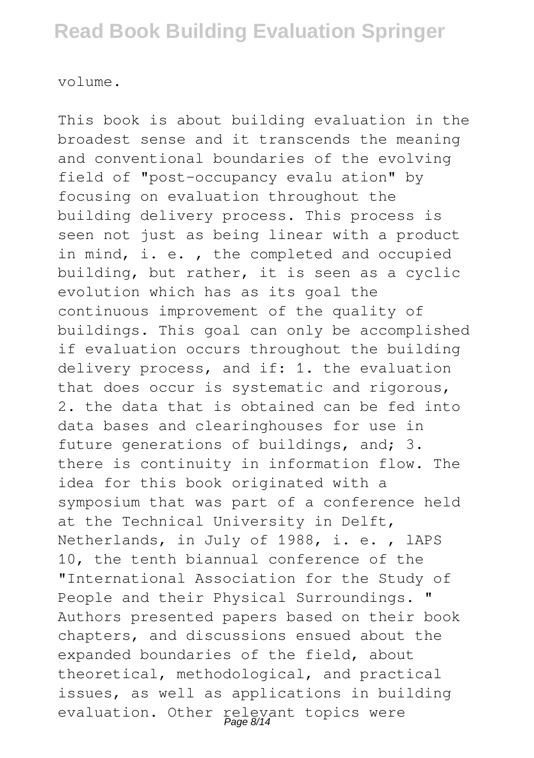volume.

This book is about building evaluation in the broadest sense and it transcends the meaning and conventional boundaries of the evolving field of "post-occupancy evalu ation" by focusing on evaluation throughout the building delivery process. This process is seen not just as being linear with a product in mind, i. e. , the completed and occupied building, but rather, it is seen as a cyclic evolution which has as its goal the continuous improvement of the quality of buildings. This goal can only be accomplished if evaluation occurs throughout the building delivery process, and if: 1. the evaluation that does occur is systematic and rigorous, 2. the data that is obtained can be fed into data bases and clearinghouses for use in future generations of buildings, and; 3. there is continuity in information flow. The idea for this book originated with a symposium that was part of a conference held at the Technical University in Delft, Netherlands, in July of 1988, i. e. , lAPS 10, the tenth biannual conference of the "International Association for the Study of People and their Physical Surroundings. " Authors presented papers based on their book chapters, and discussions ensued about the expanded boundaries of the field, about theoretical, methodological, and practical issues, as well as applications in building evaluation. Other relevant topics were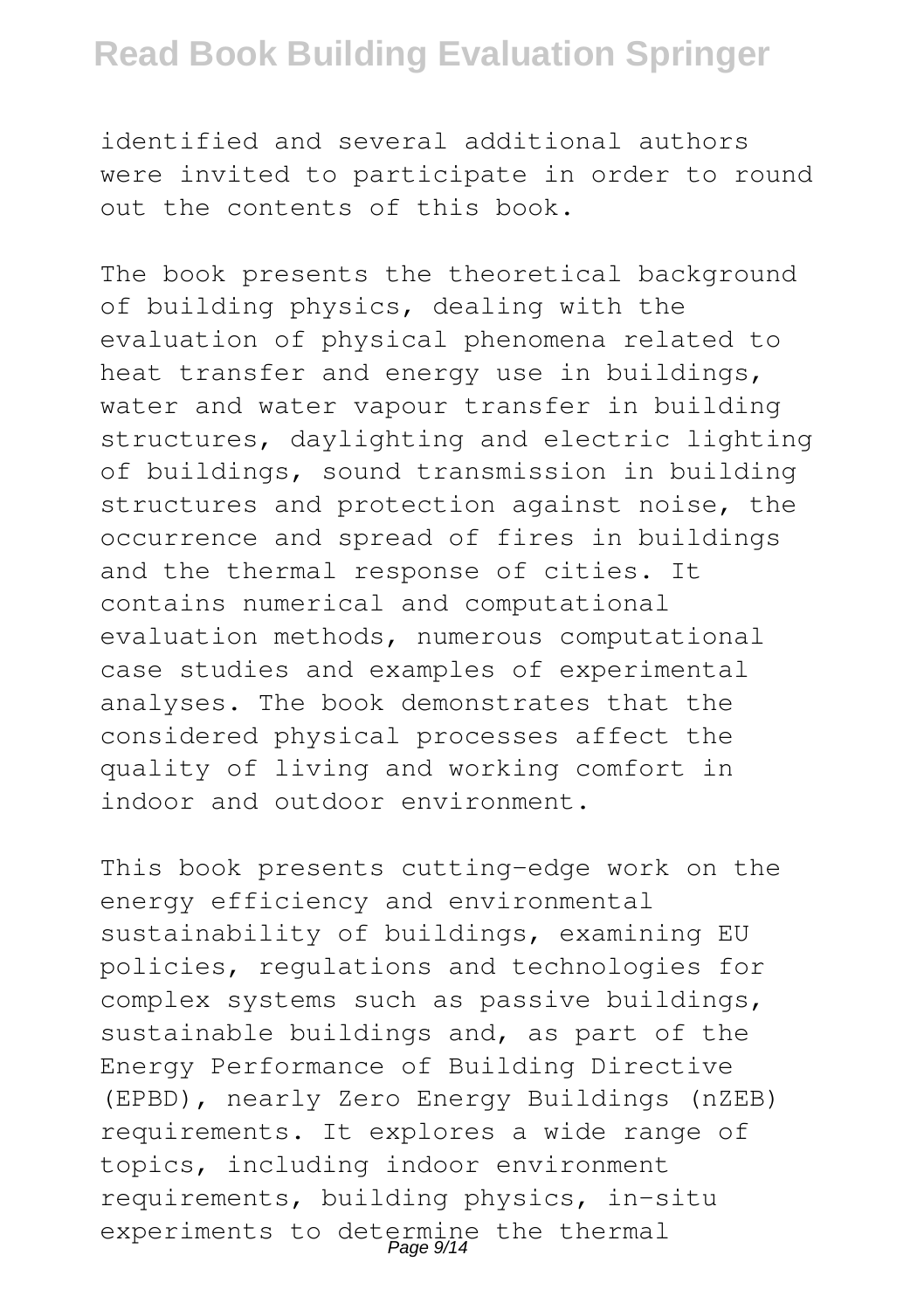identified and several additional authors were invited to participate in order to round out the contents of this book.

The book presents the theoretical background of building physics, dealing with the evaluation of physical phenomena related to heat transfer and energy use in buildings, water and water vapour transfer in building structures, daylighting and electric lighting of buildings, sound transmission in building structures and protection against noise, the occurrence and spread of fires in buildings and the thermal response of cities. It contains numerical and computational evaluation methods, numerous computational case studies and examples of experimental analyses. The book demonstrates that the considered physical processes affect the quality of living and working comfort in indoor and outdoor environment.

This book presents cutting-edge work on the energy efficiency and environmental sustainability of buildings, examining EU policies, regulations and technologies for complex systems such as passive buildings, sustainable buildings and, as part of the Energy Performance of Building Directive (EPBD), nearly Zero Energy Buildings (nZEB) requirements. It explores a wide range of topics, including indoor environment requirements, building physics, in-situ experiments to determine the thermal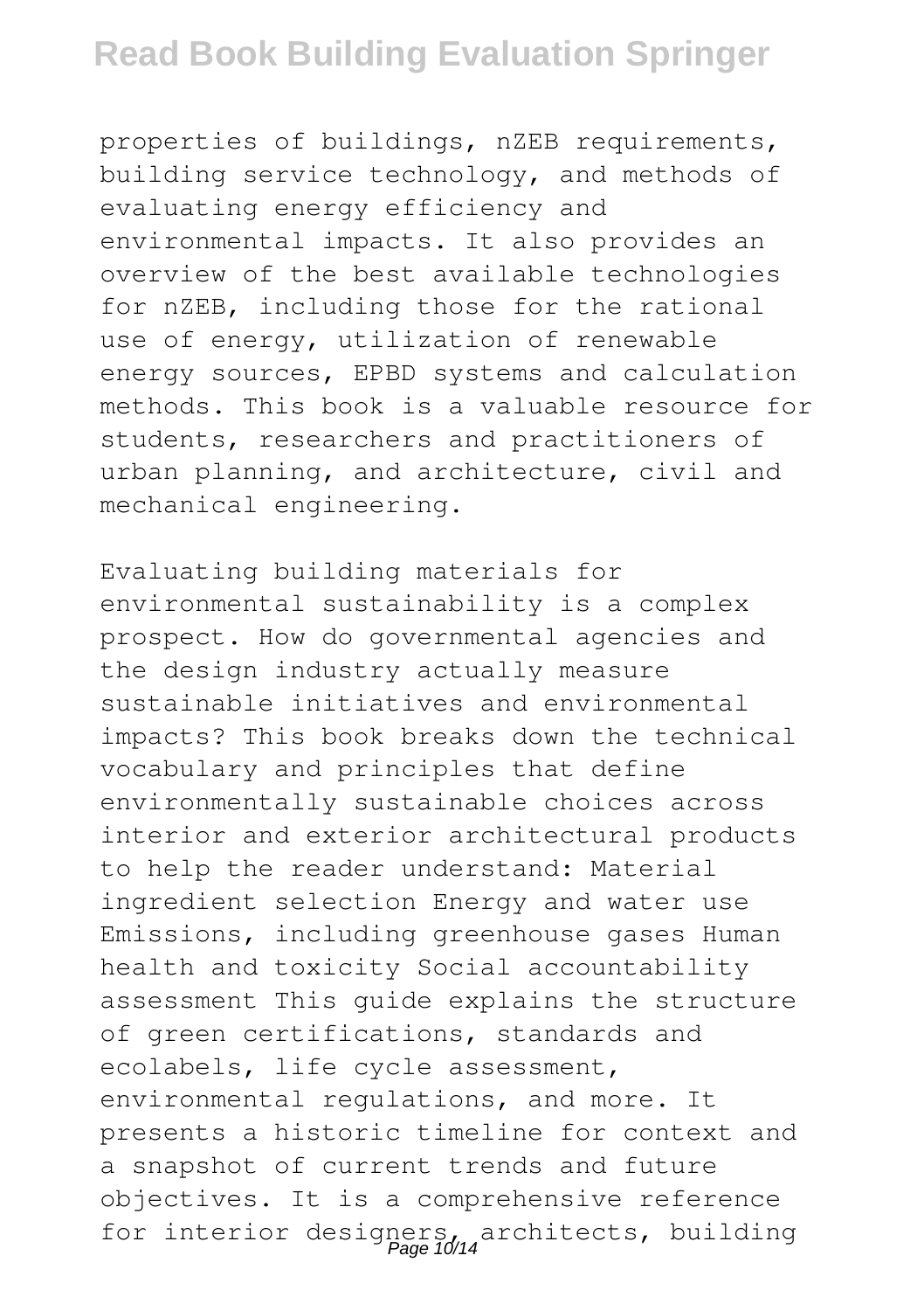properties of buildings, nZEB requirements, building service technology, and methods of evaluating energy efficiency and environmental impacts. It also provides an overview of the best available technologies for nZEB, including those for the rational use of energy, utilization of renewable energy sources, EPBD systems and calculation methods. This book is a valuable resource for students, researchers and practitioners of urban planning, and architecture, civil and mechanical engineering.

Evaluating building materials for environmental sustainability is a complex prospect. How do governmental agencies and the design industry actually measure sustainable initiatives and environmental impacts? This book breaks down the technical vocabulary and principles that define environmentally sustainable choices across interior and exterior architectural products to help the reader understand: Material ingredient selection Energy and water use Emissions, including greenhouse gases Human health and toxicity Social accountability assessment This guide explains the structure of green certifications, standards and ecolabels, life cycle assessment, environmental regulations, and more. It presents a historic timeline for context and a snapshot of current trends and future objectives. It is a comprehensive reference for interior designers, architects, building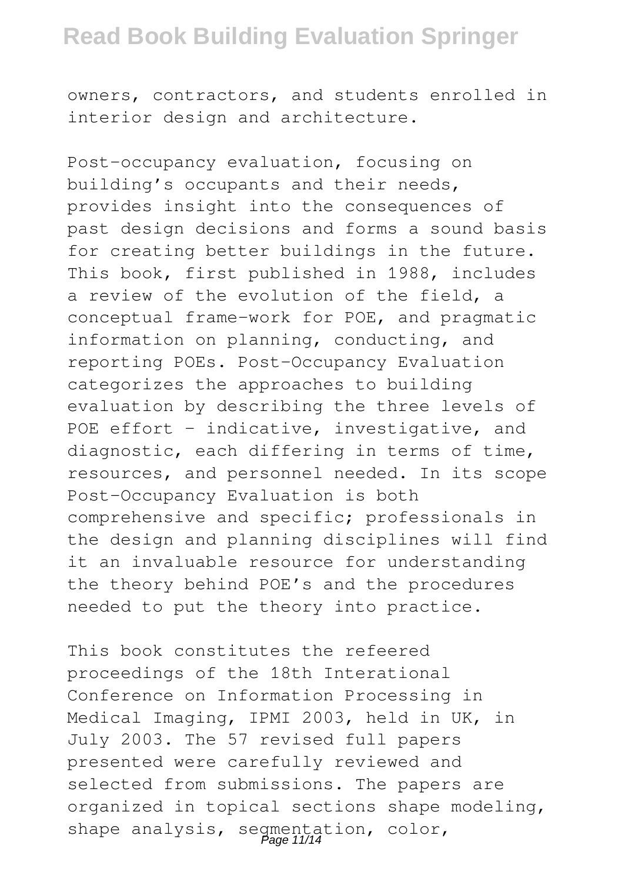owners, contractors, and students enrolled in interior design and architecture.

Post-occupancy evaluation, focusing on building's occupants and their needs, provides insight into the consequences of past design decisions and forms a sound basis for creating better buildings in the future. This book, first published in 1988, includes a review of the evolution of the field, a conceptual frame-work for POE, and pragmatic information on planning, conducting, and reporting POEs. Post-Occupancy Evaluation categorizes the approaches to building evaluation by describing the three levels of POE effort – indicative, investigative, and diagnostic, each differing in terms of time, resources, and personnel needed. In its scope Post-Occupancy Evaluation is both comprehensive and specific; professionals in the design and planning disciplines will find it an invaluable resource for understanding the theory behind POE's and the procedures needed to put the theory into practice.

This book constitutes the refeered proceedings of the 18th Interational Conference on Information Processing in Medical Imaging, IPMI 2003, held in UK, in July 2003. The 57 revised full papers presented were carefully reviewed and selected from submissions. The papers are organized in topical sections shape modeling, shape analysis, segmentation, color,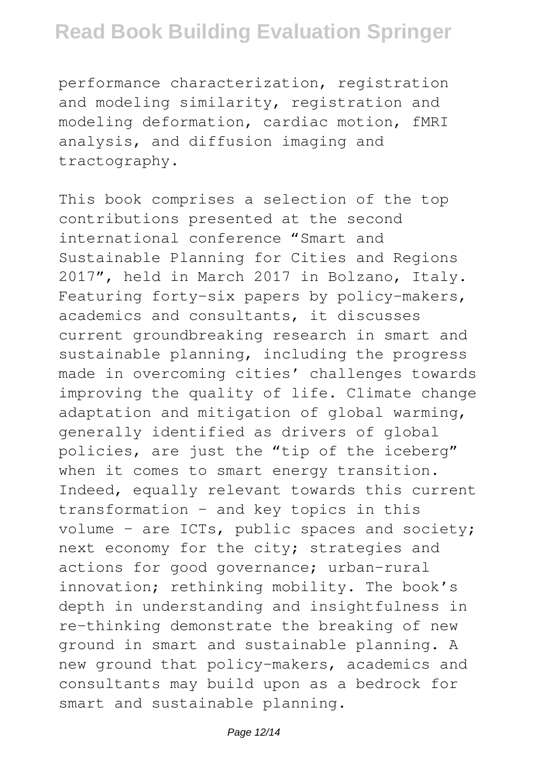performance characterization, registration and modeling similarity, registration and modeling deformation, cardiac motion, fMRI analysis, and diffusion imaging and tractography.

This book comprises a selection of the top contributions presented at the second international conference "Smart and Sustainable Planning for Cities and Regions 2017", held in March 2017 in Bolzano, Italy. Featuring forty-six papers by policy-makers, academics and consultants, it discusses current groundbreaking research in smart and sustainable planning, including the progress made in overcoming cities' challenges towards improving the quality of life. Climate change adaptation and mitigation of global warming, generally identified as drivers of global policies, are just the "tip of the iceberg" when it comes to smart energy transition. Indeed, equally relevant towards this current transformation – and key topics in this volume – are ICTs, public spaces and society; next economy for the city; strategies and actions for good governance; urban-rural innovation; rethinking mobility. The book's depth in understanding and insightfulness in re-thinking demonstrate the breaking of new ground in smart and sustainable planning. A new ground that policy-makers, academics and consultants may build upon as a bedrock for smart and sustainable planning.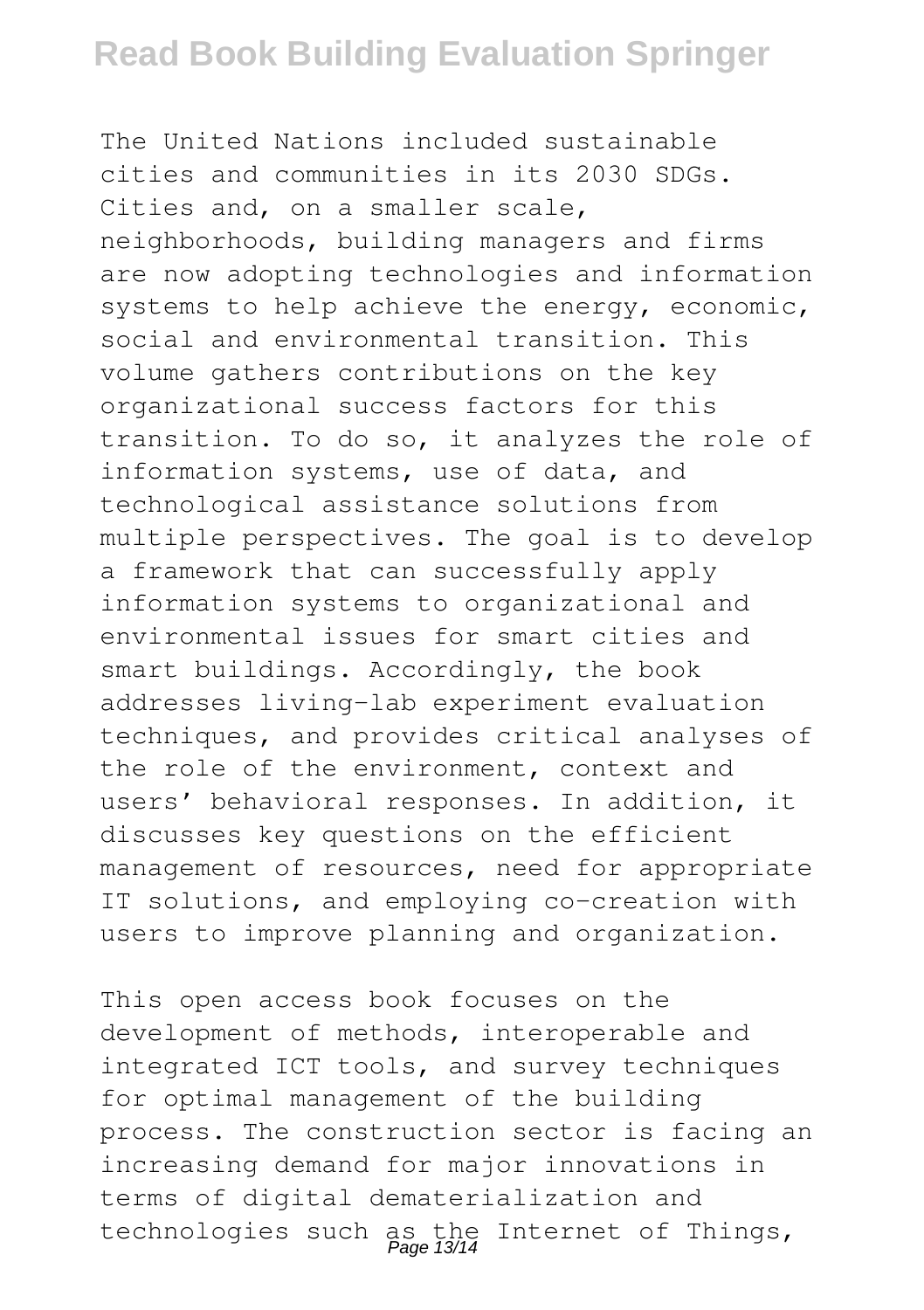The United Nations included sustainable cities and communities in its 2030 SDGs. Cities and, on a smaller scale, neighborhoods, building managers and firms are now adopting technologies and information systems to help achieve the energy, economic, social and environmental transition. This volume gathers contributions on the key organizational success factors for this transition. To do so, it analyzes the role of information systems, use of data, and technological assistance solutions from multiple perspectives. The goal is to develop a framework that can successfully apply information systems to organizational and environmental issues for smart cities and smart buildings. Accordingly, the book addresses living-lab experiment evaluation techniques, and provides critical analyses of the role of the environment, context and users' behavioral responses. In addition, it discusses key questions on the efficient management of resources, need for appropriate IT solutions, and employing co-creation with users to improve planning and organization.

This open access book focuses on the development of methods, interoperable and integrated ICT tools, and survey techniques for optimal management of the building process. The construction sector is facing an increasing demand for major innovations in terms of digital dematerialization and technologies such as the Internet of Things,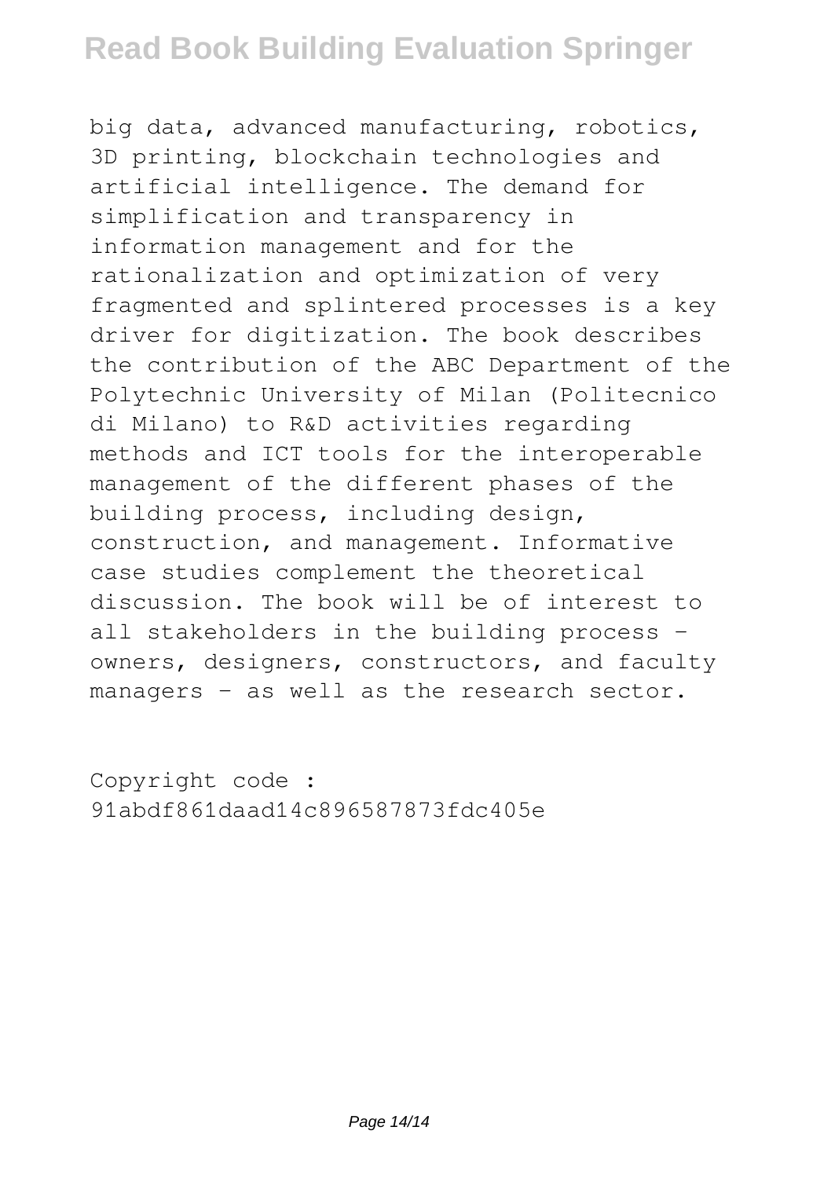big data, advanced manufacturing, robotics, 3D printing, blockchain technologies and artificial intelligence. The demand for simplification and transparency in information management and for the rationalization and optimization of very fragmented and splintered processes is a key driver for digitization. The book describes the contribution of the ABC Department of the Polytechnic University of Milan (Politecnico di Milano) to R&D activities regarding methods and ICT tools for the interoperable management of the different phases of the building process, including design, construction, and management. Informative case studies complement the theoretical discussion. The book will be of interest to all stakeholders in the building process – owners, designers, constructors, and faculty managers – as well as the research sector.

Copyright code : 91abdf861daad14c896587873fdc405e